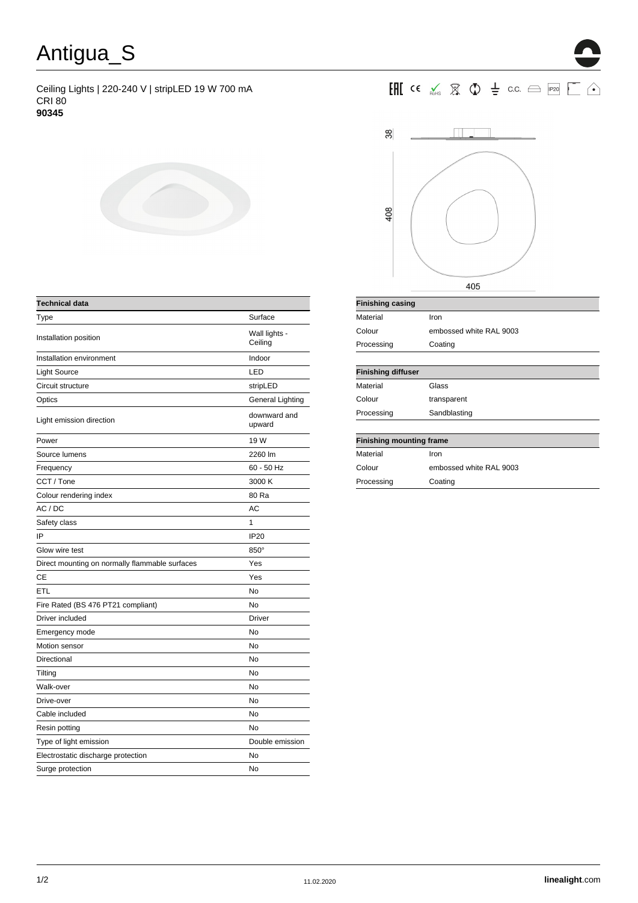# Antigua_S

Ceiling Lights | 220-240 V | stripLED 19 W 700 mA
CRI 80
**90345**

| Technical data | |
|---|---|
| Type | Surface |
| Installation position | Wall lights - Ceiling |
| Installation environment | Indoor |
| Light Source | LED |
| Circuit structure | stripLED |
| Optics | General Lighting |
| Light emission direction | downward and upward |
| Power | 19 W |
| Source lumens | 2260 lm |
| Frequency | 60 - 50 Hz |
| CCT / Tone | 3000 K |
| Colour rendering index | 80 Ra |
| AC / DC | AC |
| Safety class | 1 |
| IP | IP20 |
| Glow wire test | 850° |
| Direct mounting on normally flammable surfaces | Yes |
| CE | Yes |
| ETL | No |
| Fire Rated (BS 476 PT21 compliant) | No |
| Driver included | Driver |
| Emergency mode | No |
| Motion sensor | No |
| Directional | No |
| Tilting | No |
| Walk-over | No |
| Drive-over | No |
| Cable included | No |
| Resin potting | No |
| Type of light emission | Double emission |
| Electrostatic discharge protection | No |
| Surge protection | No |

38

408

405

| Finishing casing | |
|---|---|
| Material | Iron |
| Colour | embossed white RAL 9003 |
| Processing | Coating |

| Finishing diffuser | |
|---|---|
| Material | Glass |
| Colour | transparent |
| Processing | Sandblasting |

| Finishing mounting frame | |
|---|---|
| Material | Iron |
| Colour | embossed white RAL 9003 |
| Processing | Coating |

11.02.2020

**linealight**.com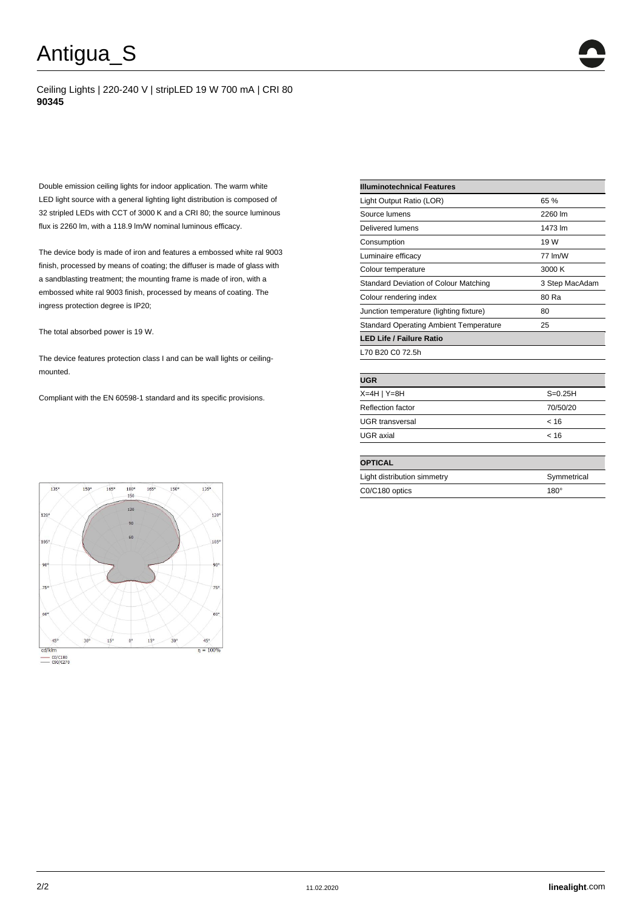# Antigua_S

Ceiling Lights | 220-240 V | stripLED 19 W 700 mA | CRI 80
**90345**

Double emission ceiling lights for indoor application. The warm white LED light source with a general lighting light distribution is composed of 32 stripled LEDs with CCT of 3000 K and a CRI 80; the source luminous flux is 2260 lm, with a 118.9 lm/W nominal luminous efficacy.

The device body is made of iron and features a embossed white ral 9003 finish, processed by means of coating; the diffuser is made of glass with a sandblasting treatment; the mounting frame is made of iron, with a embossed white ral 9003 finish, processed by means of coating. The ingress protection degree is IP20;

The total absorbed power is 19 W.

The device features protection class I and can be wall lights or ceiling-mounted.

Compliant with the EN 60598-1 standard and its specific provisions.

135° 150° 165° 180° 165° 150° 135°
150
120
90
60
120° 120°
105° 105°
90° 90°
75° 75°
60° 60°
45° 30° 15° 0° 15° 30° 45°
cd/klm
η = 100%
C0/C180
C90/C270

| Illuminotechnical Features | |
|---|---|
| Light Output Ratio (LOR) | 65 % |
| Source lumens | 2260 lm |
| Delivered lumens | 1473 lm |
| Consumption | 19 W |
| Luminaire efficacy | 77 lm/W |
| Colour temperature | 3000 K |
| Standard Deviation of Colour Matching | 3 Step MacAdam |
| Colour rendering index | 80 Ra |
| Junction temperature (lighting fixture) | 80 |
| Standard Operating Ambient Temperature | 25 |
| **LED Life / Failure Ratio** | |
| L70 B20 C0 72.5h | |

| UGR | |
|---|---|
| X=4H \| Y=8H | S=0.25H |
| Reflection factor | 70/50/20 |
| UGR transversal | < 16 |
| UGR axial | < 16 |

| OPTICAL | |
|---|---|
| Light distribution simmetry | Symmetrical |
| C0/C180 optics | 180° |

11.02.2020

**linealight**.com